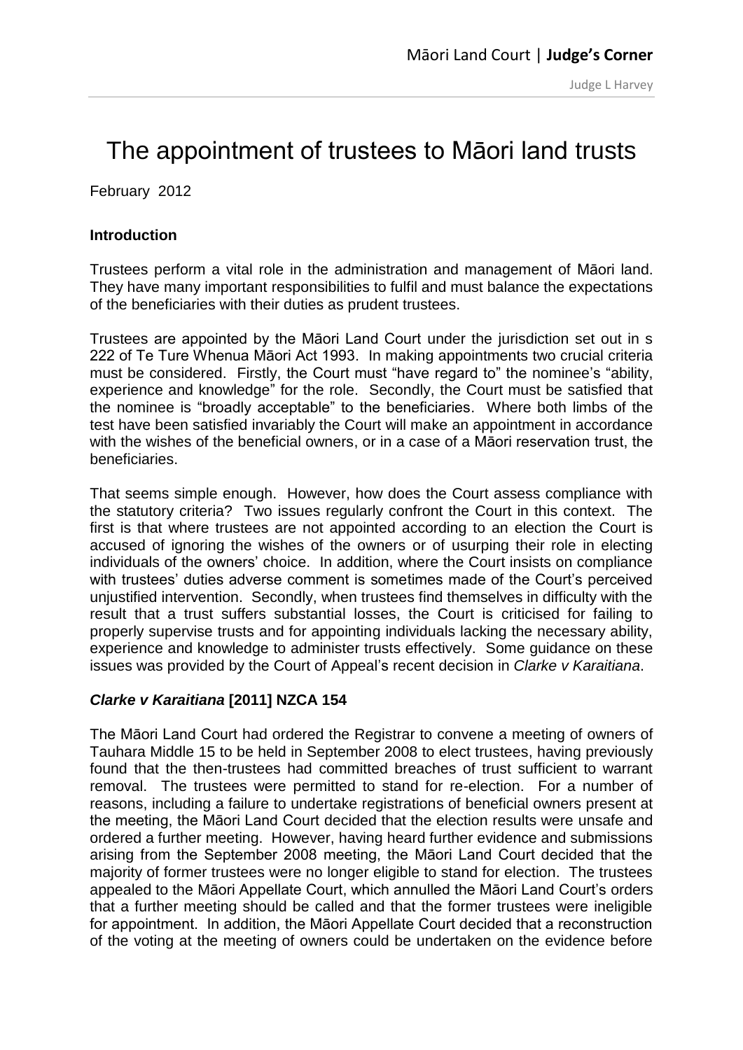# The appointment of trustees to Māori land trusts

February 2012

**Introduction**

Trustees perform a vital role in the administration and management of Māori land. They have many important responsibilities to fulfil and must balance the expectations of the beneficiaries with their duties as prudent trustees.

Trustees are appointed by the Māori Land Court under the jurisdiction set out in s 222 of Te Ture Whenua Māori Act 1993. In making appointments two crucial criteria must be considered. Firstly, the Court must "have regard to" the nominee's "ability, experience and knowledge" for the role. Secondly, the Court must be satisfied that the nominee is "broadly acceptable" to the beneficiaries. Where both limbs of the test have been satisfied invariably the Court will make an appointment in accordance with the wishes of the beneficial owners, or in a case of a Māori reservation trust, the beneficiaries.

That seems simple enough. However, how does the Court assess compliance with the statutory criteria? Two issues regularly confront the Court in this context. The first is that where trustees are not appointed according to an election the Court is accused of ignoring the wishes of the owners or of usurping their role in electing individuals of the owners' choice. In addition, where the Court insists on compliance with trustees' duties adverse comment is sometimes made of the Court's perceived unjustified intervention. Secondly, when trustees find themselves in difficulty with the result that a trust suffers substantial losses, the Court is criticised for failing to properly supervise trusts and for appointing individuals lacking the necessary ability, experience and knowledge to administer trusts effectively. Some guidance on these issues was provided by the Court of Appeal's recent decision in *Clarke v Karaitiana*.

***Clarke v Karaitiana* [2011] NZCA 154**

The Māori Land Court had ordered the Registrar to convene a meeting of owners of Tauhara Middle 15 to be held in September 2008 to elect trustees, having previously found that the then-trustees had committed breaches of trust sufficient to warrant removal. The trustees were permitted to stand for re-election. For a number of reasons, including a failure to undertake registrations of beneficial owners present at the meeting, the Māori Land Court decided that the election results were unsafe and ordered a further meeting. However, having heard further evidence and submissions arising from the September 2008 meeting, the Māori Land Court decided that the majority of former trustees were no longer eligible to stand for election. The trustees appealed to the Māori Appellate Court, which annulled the Māori Land Court's orders that a further meeting should be called and that the former trustees were ineligible for appointment. In addition, the Māori Appellate Court decided that a reconstruction of the voting at the meeting of owners could be undertaken on the evidence before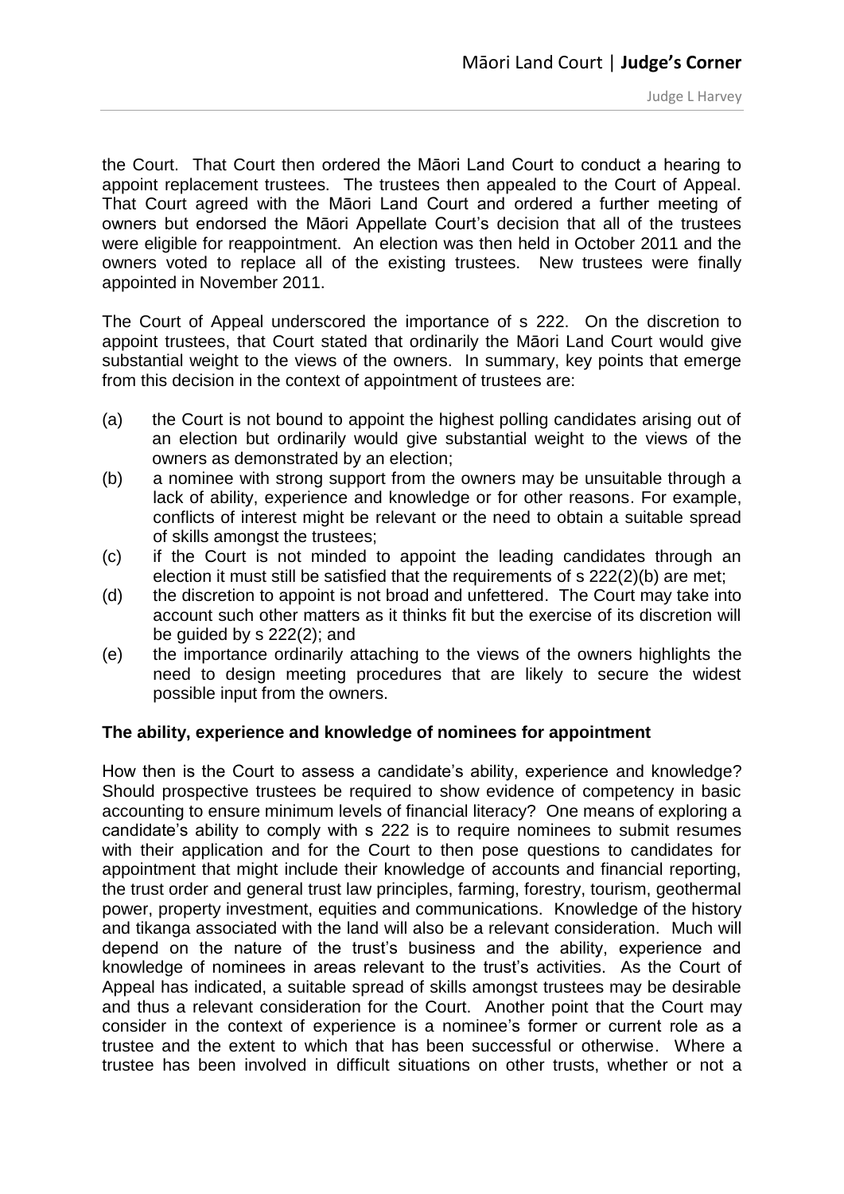the Court. That Court then ordered the Māori Land Court to conduct a hearing to appoint replacement trustees. The trustees then appealed to the Court of Appeal. That Court agreed with the Māori Land Court and ordered a further meeting of owners but endorsed the Māori Appellate Court's decision that all of the trustees were eligible for reappointment. An election was then held in October 2011 and the owners voted to replace all of the existing trustees. New trustees were finally appointed in November 2011.

The Court of Appeal underscored the importance of s 222. On the discretion to appoint trustees, that Court stated that ordinarily the Māori Land Court would give substantial weight to the views of the owners. In summary, key points that emerge from this decision in the context of appointment of trustees are:

(a) the Court is not bound to appoint the highest polling candidates arising out of an election but ordinarily would give substantial weight to the views of the owners as demonstrated by an election;
(b) a nominee with strong support from the owners may be unsuitable through a lack of ability, experience and knowledge or for other reasons. For example, conflicts of interest might be relevant or the need to obtain a suitable spread of skills amongst the trustees;
(c) if the Court is not minded to appoint the leading candidates through an election it must still be satisfied that the requirements of s 222(2)(b) are met;
(d) the discretion to appoint is not broad and unfettered. The Court may take into account such other matters as it thinks fit but the exercise of its discretion will be guided by s 222(2); and
(e) the importance ordinarily attaching to the views of the owners highlights the need to design meeting procedures that are likely to secure the widest possible input from the owners.

**The ability, experience and knowledge of nominees for appointment**

How then is the Court to assess a candidate's ability, experience and knowledge? Should prospective trustees be required to show evidence of competency in basic accounting to ensure minimum levels of financial literacy? One means of exploring a candidate's ability to comply with s 222 is to require nominees to submit resumes with their application and for the Court to then pose questions to candidates for appointment that might include their knowledge of accounts and financial reporting, the trust order and general trust law principles, farming, forestry, tourism, geothermal power, property investment, equities and communications. Knowledge of the history and tikanga associated with the land will also be a relevant consideration. Much will depend on the nature of the trust's business and the ability, experience and knowledge of nominees in areas relevant to the trust's activities. As the Court of Appeal has indicated, a suitable spread of skills amongst trustees may be desirable and thus a relevant consideration for the Court. Another point that the Court may consider in the context of experience is a nominee's former or current role as a trustee and the extent to which that has been successful or otherwise. Where a trustee has been involved in difficult situations on other trusts, whether or not a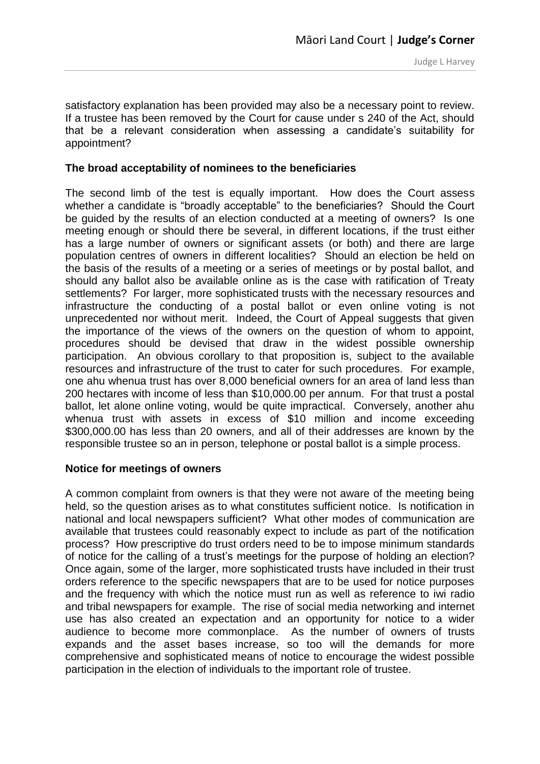satisfactory explanation has been provided may also be a necessary point to review. If a trustee has been removed by the Court for cause under s 240 of the Act, should that be a relevant consideration when assessing a candidate's suitability for appointment?

**The broad acceptability of nominees to the beneficiaries**

The second limb of the test is equally important. How does the Court assess whether a candidate is "broadly acceptable" to the beneficiaries? Should the Court be guided by the results of an election conducted at a meeting of owners? Is one meeting enough or should there be several, in different locations, if the trust either has a large number of owners or significant assets (or both) and there are large population centres of owners in different localities? Should an election be held on the basis of the results of a meeting or a series of meetings or by postal ballot, and should any ballot also be available online as is the case with ratification of Treaty settlements? For larger, more sophisticated trusts with the necessary resources and infrastructure the conducting of a postal ballot or even online voting is not unprecedented nor without merit. Indeed, the Court of Appeal suggests that given the importance of the views of the owners on the question of whom to appoint, procedures should be devised that draw in the widest possible ownership participation. An obvious corollary to that proposition is, subject to the available resources and infrastructure of the trust to cater for such procedures. For example, one ahu whenua trust has over 8,000 beneficial owners for an area of land less than 200 hectares with income of less than $10,000.00 per annum. For that trust a postal ballot, let alone online voting, would be quite impractical. Conversely, another ahu whenua trust with assets in excess of $10 million and income exceeding $300,000.00 has less than 20 owners, and all of their addresses are known by the responsible trustee so an in person, telephone or postal ballot is a simple process.

**Notice for meetings of owners**

A common complaint from owners is that they were not aware of the meeting being held, so the question arises as to what constitutes sufficient notice. Is notification in national and local newspapers sufficient? What other modes of communication are available that trustees could reasonably expect to include as part of the notification process? How prescriptive do trust orders need to be to impose minimum standards of notice for the calling of a trust's meetings for the purpose of holding an election? Once again, some of the larger, more sophisticated trusts have included in their trust orders reference to the specific newspapers that are to be used for notice purposes and the frequency with which the notice must run as well as reference to iwi radio and tribal newspapers for example. The rise of social media networking and internet use has also created an expectation and an opportunity for notice to a wider audience to become more commonplace. As the number of owners of trusts expands and the asset bases increase, so too will the demands for more comprehensive and sophisticated means of notice to encourage the widest possible participation in the election of individuals to the important role of trustee.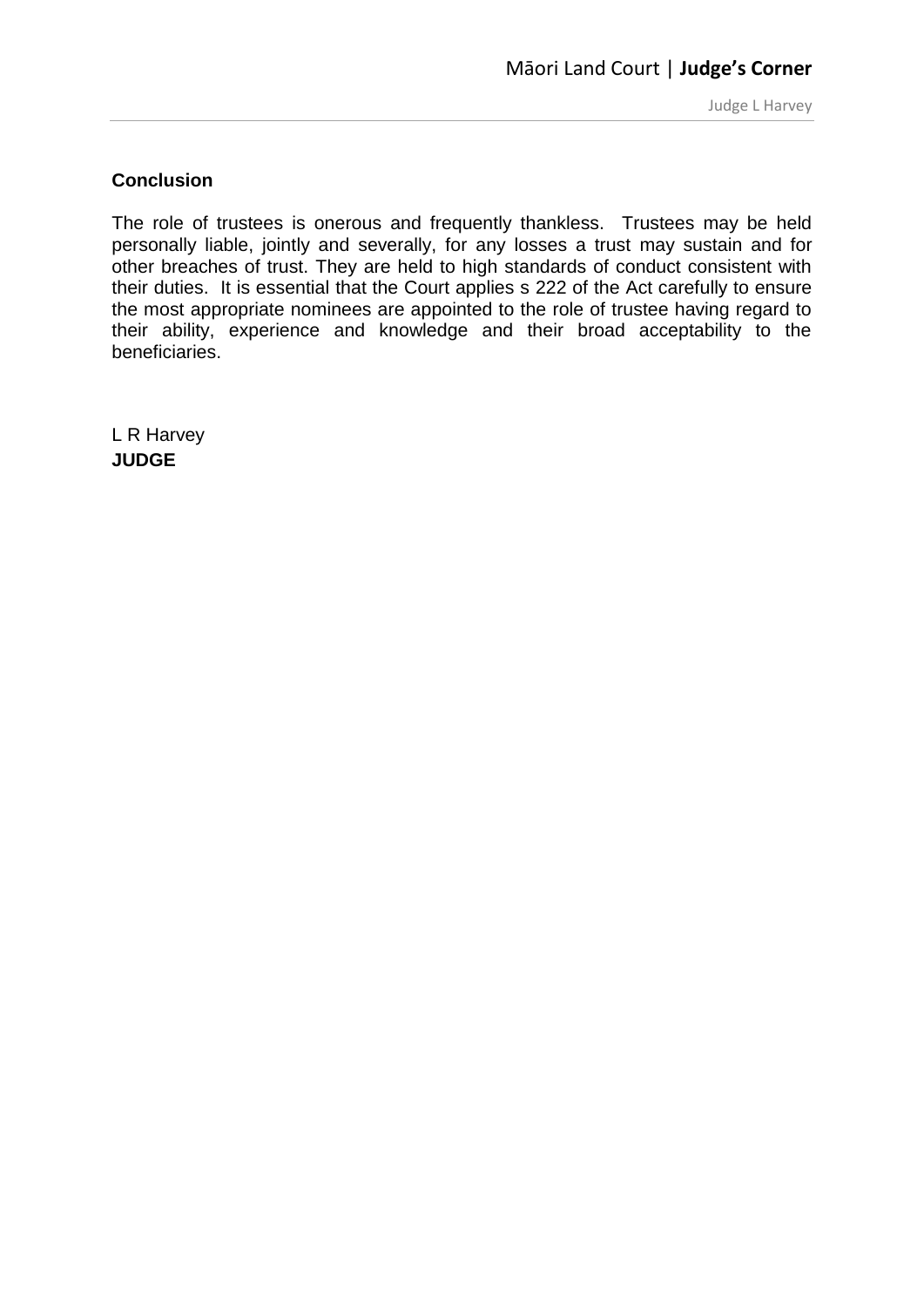## Conclusion

The role of trustees is onerous and frequently thankless. Trustees may be held personally liable, jointly and severally, for any losses a trust may sustain and for other breaches of trust. They are held to high standards of conduct consistent with their duties. It is essential that the Court applies s 222 of the Act carefully to ensure the most appropriate nominees are appointed to the role of trustee having regard to their ability, experience and knowledge and their broad acceptability to the beneficiaries.

L R Harvey
**JUDGE**